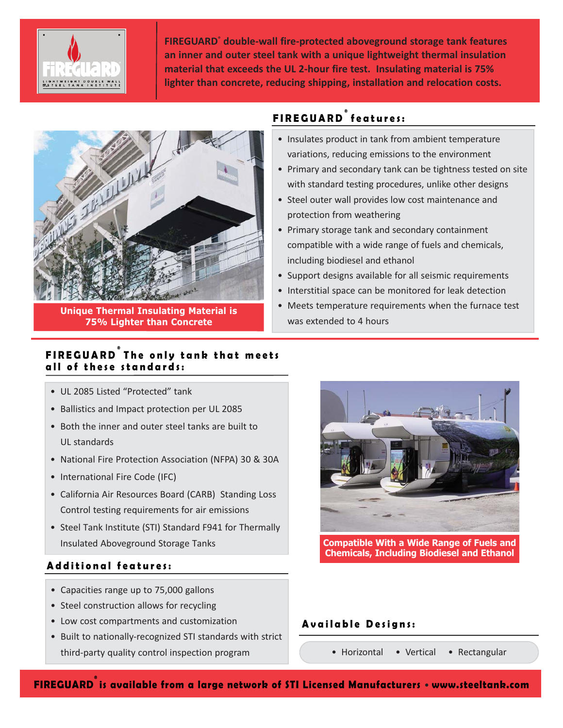FIREGUARD® double-wall fire-protected aboveground storage tank features an inner and outer steel tank with a unique lightweight thermal insulation material that exceeds the UL 2-hour fire test. Insulating material is 75% lighter than concrete, reducing shipping, installation and relocation costs.

Unique Thermal Insulating Material is 75% Lighter than Concrete

## FIREGUARD® features:

- Insulates product in tank from ambient temperature variations, reducing emissions to the environment
- Primary and secondary tank can be tightness tested on site with standard testing procedures, unlike other designs
- Steel outer wall provides low cost maintenance and protection from weathering
- Primary storage tank and secondary containment compatible with a wide range of fuels and chemicals, including biodiesel and ethanol
- Support designs available for all seismic requirements
- Interstitial space can be monitored for leak detection
- Meets temperature requirements when the furnace test was extended to 4 hours

## FIREGUARD® The only tank that meets all of these standards:

- UL 2085 Listed "Protected" tank
- Ballistics and Impact protection per UL 2085
- Both the inner and outer steel tanks are built to UL standards
- National Fire Protection Association (NFPA) 30 & 30A
- International Fire Code (IFC)
- California Air Resources Board (CARB) Standing Loss Control testing requirements for air emissions
- Steel Tank Institute (STI) Standard F941 for Thermally Insulated Aboveground Storage Tanks

## Additional features:

- Capacities range up to 75,000 gallons
- Steel construction allows for recycling
- Low cost compartments and customization
- Built to nationally-recognized STI standards with strict third-party quality control inspection program

Compatible With a Wide Range of Fuels and Chemicals, Including Biodiesel and Ethanol

## Available Designs:

- Horizontal
- Vertical
- Rectangular

**FIREGUARD® is available from a large network of STI Licensed Manufacturers • www.steeltank.com**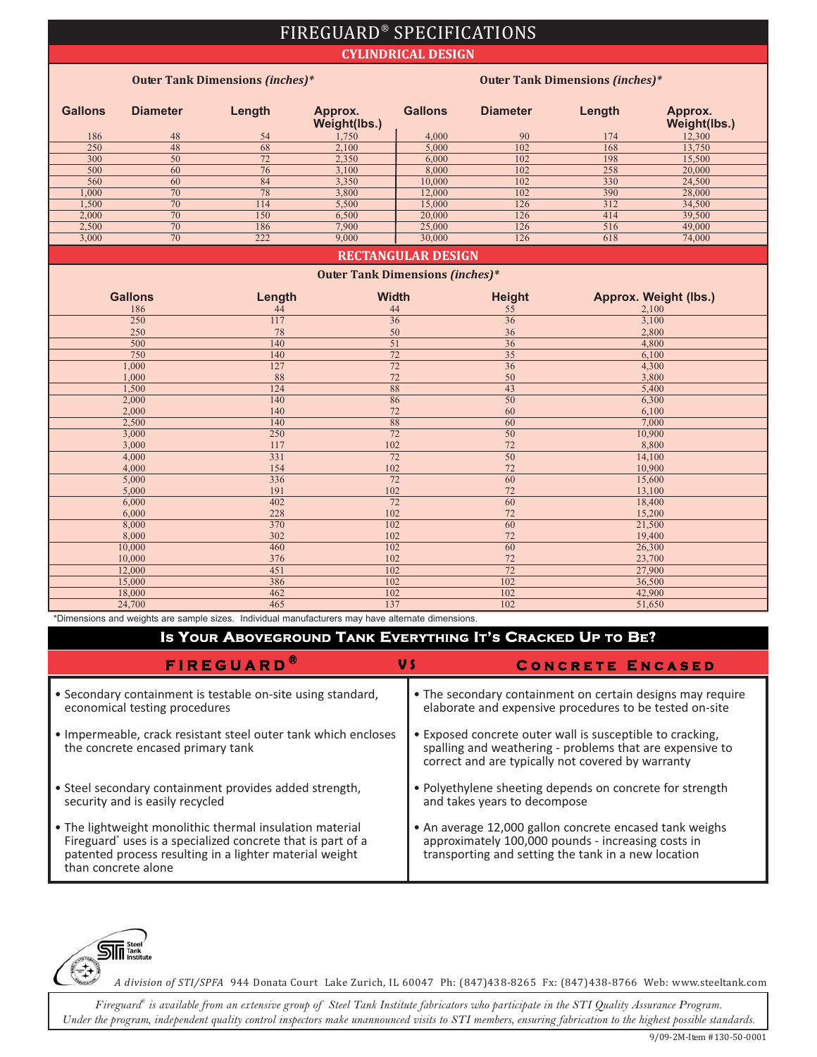# FIREGUARD® SPECIFICATIONS

## CYLINDRICAL DESIGN

| | Outer Tank Dimensions *(inches)** | | | | Outer Tank Dimensions *(inches)** | | |
|---|---|---|---|---|---|---|---|
| **Gallons** | **Diameter** | **Length** | **Approx. Weight(lbs.)** | **Gallons** | **Diameter** | **Length** | **Approx. Weight(lbs.)** |
| 186 | 48 | 54 | 1,750 | 4,000 | 90 | 174 | 12,300 |
| 250 | 48 | 68 | 2,100 | 5,000 | 102 | 168 | 13,750 |
| 300 | 50 | 72 | 2,350 | 6,000 | 102 | 198 | 15,500 |
| 500 | 60 | 76 | 3,100 | 8,000 | 102 | 258 | 20,000 |
| 560 | 60 | 84 | 3,350 | 10,000 | 102 | 330 | 24,500 |
| 1,000 | 70 | 78 | 3,800 | 12,000 | 102 | 390 | 28,000 |
| 1,500 | 70 | 114 | 5,500 | 15,000 | 126 | 312 | 34,500 |
| 2,000 | 70 | 150 | 6,500 | 20,000 | 126 | 414 | 39,500 |
| 2,500 | 70 | 186 | 7,900 | 25,000 | 126 | 516 | 49,000 |
| 3,000 | 70 | 222 | 9,000 | 30,000 | 126 | 618 | 74,000 |

## RECTANGULAR DESIGN

| | Outer Tank Dimensions *(inches)** | | | |
|---|---|---|---|---|
| **Gallons** | **Length** | **Width** | **Height** | **Approx. Weight (lbs.)** |
| 186 | 44 | 44 | 55 | 2,100 |
| 250 | 117 | 36 | 36 | 3,100 |
| 250 | 78 | 50 | 36 | 2,800 |
| 500 | 140 | 51 | 36 | 4,800 |
| 750 | 140 | 72 | 35 | 6,100 |
| 1,000 | 127 | 72 | 36 | 4,300 |
| 1,000 | 88 | 72 | 50 | 3,800 |
| 1,500 | 124 | 88 | 43 | 5,400 |
| 2,000 | 140 | 86 | 50 | 6,300 |
| 2,000 | 140 | 72 | 60 | 6,100 |
| 2,500 | 140 | 88 | 60 | 7,000 |
| 3,000 | 250 | 72 | 50 | 10,900 |
| 3,000 | 117 | 102 | 72 | 8,800 |
| 4,000 | 331 | 72 | 50 | 14,100 |
| 4,000 | 154 | 102 | 72 | 10,900 |
| 5,000 | 336 | 72 | 60 | 15,600 |
| 5,000 | 191 | 102 | 72 | 13,100 |
| 6,000 | 402 | 72 | 60 | 18,400 |
| 6,000 | 228 | 102 | 72 | 15,200 |
| 8,000 | 370 | 102 | 60 | 21,500 |
| 8,000 | 302 | 102 | 72 | 19,400 |
| 10,000 | 460 | 102 | 60 | 26,300 |
| 10,000 | 376 | 102 | 72 | 23,700 |
| 12,000 | 451 | 102 | 72 | 27,900 |
| 15,000 | 386 | 102 | 102 | 36,500 |
| 18,000 | 462 | 102 | 102 | 42,900 |
| 24,700 | 465 | 137 | 102 | 51,650 |

*Dimensions and weights are sample sizes. Individual manufacturers may have alternate dimensions.

## Is Your Aboveground Tank Everything It's Cracked Up to Be?

| FIREGUARD® | VS CONCRETE ENCASED |
|---|---|
| • Secondary containment is testable on-site using standard, economical testing procedures | • The secondary containment on certain designs may require elaborate and expensive procedures to be tested on-site |
| • Impermeable, crack resistant steel outer tank which encloses the concrete encased primary tank | • Exposed concrete outer wall is susceptible to cracking, spalling and weathering - problems that are expensive to correct and are typically not covered by warranty |
| • Steel secondary containment provides added strength, security and is easily recycled | • Polyethylene sheeting depends on concrete for strength and takes years to decompose |
| • The lightweight monolithic thermal insulation material Fireguard® uses is a specialized concrete that is part of a patented process resulting in a lighter material weight than concrete alone | • An average 12,000 gallon concrete encased tank weighs approximately 100,000 pounds - increasing costs in transporting and setting the tank in a new location |

Steel Tank Institute

*A division of STI/SPFA* 944 Donata Court Lake Zurich, IL 60047 Ph: (847)438-8265 Fx: (847)438-8766 Web: www.steeltank.com

*Fireguard® is available from an extensive group of Steel Tank Institute fabricators who participate in the STI Quality Assurance Program. Under the program, independent quality control inspectors make unannounced visits to STI members, ensuring fabrication to the highest possible standards.*

9/09-2M-Item #130-50-0001